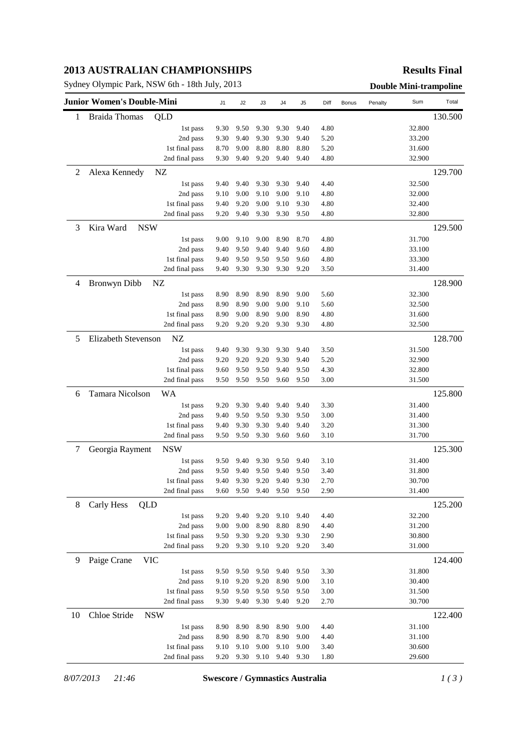# 2013 AUSTRALIAN CHAMPIONSHIPS

**Results Final**

Sydney Olympic Park, NSW 6th - 18th July, 2013

**Double Mini-trampoline**

| Junior Women's Double-Mini | | J1 | J2 | J3 | J4 | J5 | Diff | Bonus | Penalty | Sum | Total |
|---|---|---|---|---|---|---|---|---|---|---|---|
| 1 | Braida Thomas QLD | | | | | | | | | | 130.500 |
| | 1st pass | 9.30 | 9.50 | 9.30 | 9.30 | 9.40 | 4.80 | | | 32.800 | |
| | 2nd pass | 9.30 | 9.40 | 9.30 | 9.30 | 9.40 | 5.20 | | | 33.200 | |
| | 1st final pass | 8.70 | 9.00 | 8.80 | 8.80 | 8.80 | 5.20 | | | 31.600 | |
| | 2nd final pass | 9.30 | 9.40 | 9.20 | 9.40 | 9.40 | 4.80 | | | 32.900 | |
| 2 | Alexa Kennedy NZ | | | | | | | | | | 129.700 |
| | 1st pass | 9.40 | 9.40 | 9.30 | 9.30 | 9.40 | 4.40 | | | 32.500 | |
| | 2nd pass | 9.10 | 9.00 | 9.10 | 9.00 | 9.10 | 4.80 | | | 32.000 | |
| | 1st final pass | 9.40 | 9.20 | 9.00 | 9.10 | 9.30 | 4.80 | | | 32.400 | |
| | 2nd final pass | 9.20 | 9.40 | 9.30 | 9.30 | 9.50 | 4.80 | | | 32.800 | |
| 3 | Kira Ward NSW | | | | | | | | | | 129.500 |
| | 1st pass | 9.00 | 9.10 | 9.00 | 8.90 | 8.70 | 4.80 | | | 31.700 | |
| | 2nd pass | 9.40 | 9.50 | 9.40 | 9.40 | 9.60 | 4.80 | | | 33.100 | |
| | 1st final pass | 9.40 | 9.50 | 9.50 | 9.50 | 9.60 | 4.80 | | | 33.300 | |
| | 2nd final pass | 9.40 | 9.30 | 9.30 | 9.30 | 9.20 | 3.50 | | | 31.400 | |
| 4 | Bronwyn Dibb NZ | | | | | | | | | | 128.900 |
| | 1st pass | 8.90 | 8.90 | 8.90 | 8.90 | 9.00 | 5.60 | | | 32.300 | |
| | 2nd pass | 8.90 | 8.90 | 9.00 | 9.00 | 9.10 | 5.60 | | | 32.500 | |
| | 1st final pass | 8.90 | 9.00 | 8.90 | 9.00 | 8.90 | 4.80 | | | 31.600 | |
| | 2nd final pass | 9.20 | 9.20 | 9.20 | 9.30 | 9.30 | 4.80 | | | 32.500 | |
| 5 | Elizabeth Stevenson NZ | | | | | | | | | | 128.700 |
| | 1st pass | 9.40 | 9.30 | 9.30 | 9.30 | 9.40 | 3.50 | | | 31.500 | |
| | 2nd pass | 9.20 | 9.20 | 9.20 | 9.30 | 9.40 | 5.20 | | | 32.900 | |
| | 1st final pass | 9.60 | 9.50 | 9.50 | 9.40 | 9.50 | 4.30 | | | 32.800 | |
| | 2nd final pass | 9.50 | 9.50 | 9.50 | 9.60 | 9.50 | 3.00 | | | 31.500 | |
| 6 | Tamara Nicolson WA | | | | | | | | | | 125.800 |
| | 1st pass | 9.20 | 9.30 | 9.40 | 9.40 | 9.40 | 3.30 | | | 31.400 | |
| | 2nd pass | 9.40 | 9.50 | 9.50 | 9.30 | 9.50 | 3.00 | | | 31.400 | |
| | 1st final pass | 9.40 | 9.30 | 9.30 | 9.40 | 9.40 | 3.20 | | | 31.300 | |
| | 2nd final pass | 9.50 | 9.50 | 9.30 | 9.60 | 9.60 | 3.10 | | | 31.700 | |
| 7 | Georgia Rayment NSW | | | | | | | | | | 125.300 |
| | 1st pass | 9.50 | 9.40 | 9.30 | 9.50 | 9.40 | 3.10 | | | 31.400 | |
| | 2nd pass | 9.50 | 9.40 | 9.50 | 9.40 | 9.50 | 3.40 | | | 31.800 | |
| | 1st final pass | 9.40 | 9.30 | 9.20 | 9.40 | 9.30 | 2.70 | | | 30.700 | |
| | 2nd final pass | 9.60 | 9.50 | 9.40 | 9.50 | 9.50 | 2.90 | | | 31.400 | |
| 8 | Carly Hess QLD | | | | | | | | | | 125.200 |
| | 1st pass | 9.20 | 9.40 | 9.20 | 9.10 | 9.40 | 4.40 | | | 32.200 | |
| | 2nd pass | 9.00 | 9.00 | 8.90 | 8.80 | 8.90 | 4.40 | | | 31.200 | |
| | 1st final pass | 9.50 | 9.30 | 9.20 | 9.30 | 9.30 | 2.90 | | | 30.800 | |
| | 2nd final pass | 9.20 | 9.30 | 9.10 | 9.20 | 9.20 | 3.40 | | | 31.000 | |
| 9 | Paige Crane VIC | | | | | | | | | | 124.400 |
| | 1st pass | 9.50 | 9.50 | 9.50 | 9.40 | 9.50 | 3.30 | | | 31.800 | |
| | 2nd pass | 9.10 | 9.20 | 9.20 | 8.90 | 9.00 | 3.10 | | | 30.400 | |
| | 1st final pass | 9.50 | 9.50 | 9.50 | 9.50 | 9.50 | 3.00 | | | 31.500 | |
| | 2nd final pass | 9.30 | 9.40 | 9.30 | 9.40 | 9.20 | 2.70 | | | 30.700 | |
| 10 | Chloe Stride NSW | | | | | | | | | | 122.400 |
| | 1st pass | 8.90 | 8.90 | 8.90 | 8.90 | 9.00 | 4.40 | | | 31.100 | |
| | 2nd pass | 8.90 | 8.90 | 8.70 | 8.90 | 9.00 | 4.40 | | | 31.100 | |
| | 1st final pass | 9.10 | 9.10 | 9.00 | 9.10 | 9.00 | 3.40 | | | 30.600 | |
| | 2nd final pass | 9.20 | 9.30 | 9.10 | 9.40 | 9.30 | 1.80 | | | 29.600 | |

*8/07/2013 21:46* **Swescore / Gymnastics Australia**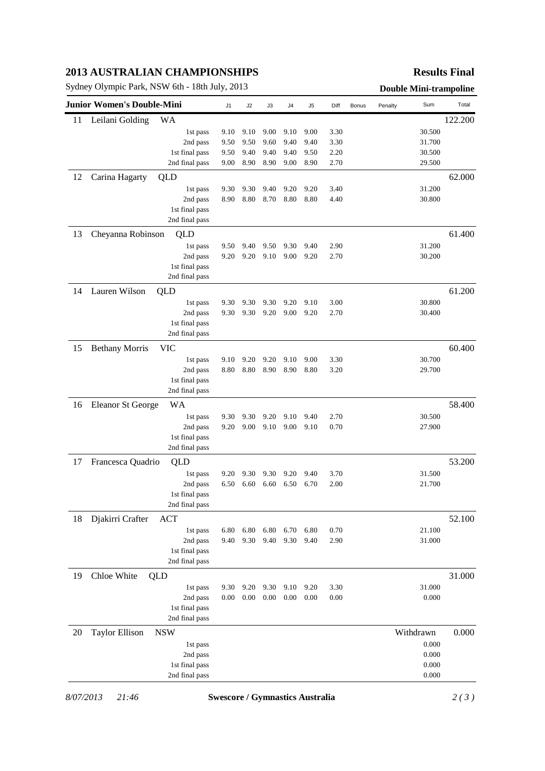# 2013 AUSTRALIAN CHAMPIONSHIPS

**Results Final**

Sydney Olympic Park, NSW 6th - 18th July, 2013

**Double Mini-trampoline**

| Junior Women's Double-Mini | | | J1 | J2 | J3 | J4 | J5 | Diff | Bonus | Penalty | Sum | Total |
|---|---|---|---|---|---|---|---|---|---|---|---|---|
| 11 | Leilani Golding | WA | | | | | | | | | | 122.200 |
| | | 1st pass | 9.10 | 9.10 | 9.00 | 9.10 | 9.00 | 3.30 | | | 30.500 | |
| | | 2nd pass | 9.50 | 9.50 | 9.60 | 9.40 | 9.40 | 3.30 | | | 31.700 | |
| | | 1st final pass | 9.50 | 9.40 | 9.40 | 9.40 | 9.50 | 2.20 | | | 30.500 | |
| | | 2nd final pass | 9.00 | 8.90 | 8.90 | 9.00 | 8.90 | 2.70 | | | 29.500 | |
| 12 | Carina Hagarty | QLD | | | | | | | | | | 62.000 |
| | | 1st pass | 9.30 | 9.30 | 9.40 | 9.20 | 9.20 | 3.40 | | | 31.200 | |
| | | 2nd pass | 8.90 | 8.80 | 8.70 | 8.80 | 8.80 | 4.40 | | | 30.800 | |
| | | 1st final pass | | | | | | | | | | |
| | | 2nd final pass | | | | | | | | | | |
| 13 | Cheyanna Robinson | QLD | | | | | | | | | | 61.400 |
| | | 1st pass | 9.50 | 9.40 | 9.50 | 9.30 | 9.40 | 2.90 | | | 31.200 | |
| | | 2nd pass | 9.20 | 9.20 | 9.10 | 9.00 | 9.20 | 2.70 | | | 30.200 | |
| | | 1st final pass | | | | | | | | | | |
| | | 2nd final pass | | | | | | | | | | |
| 14 | Lauren Wilson | QLD | | | | | | | | | | 61.200 |
| | | 1st pass | 9.30 | 9.30 | 9.30 | 9.20 | 9.10 | 3.00 | | | 30.800 | |
| | | 2nd pass | 9.30 | 9.30 | 9.20 | 9.00 | 9.20 | 2.70 | | | 30.400 | |
| | | 1st final pass | | | | | | | | | | |
| | | 2nd final pass | | | | | | | | | | |
| 15 | Bethany Morris | VIC | | | | | | | | | | 60.400 |
| | | 1st pass | 9.10 | 9.20 | 9.20 | 9.10 | 9.00 | 3.30 | | | 30.700 | |
| | | 2nd pass | 8.80 | 8.80 | 8.90 | 8.90 | 8.80 | 3.20 | | | 29.700 | |
| | | 1st final pass | | | | | | | | | | |
| | | 2nd final pass | | | | | | | | | | |
| 16 | Eleanor St George | WA | | | | | | | | | | 58.400 |
| | | 1st pass | 9.30 | 9.30 | 9.20 | 9.10 | 9.40 | 2.70 | | | 30.500 | |
| | | 2nd pass | 9.20 | 9.00 | 9.10 | 9.00 | 9.10 | 0.70 | | | 27.900 | |
| | | 1st final pass | | | | | | | | | | |
| | | 2nd final pass | | | | | | | | | | |
| 17 | Francesca Quadrio | QLD | | | | | | | | | | 53.200 |
| | | 1st pass | 9.20 | 9.30 | 9.30 | 9.20 | 9.40 | 3.70 | | | 31.500 | |
| | | 2nd pass | 6.50 | 6.60 | 6.60 | 6.50 | 6.70 | 2.00 | | | 21.700 | |
| | | 1st final pass | | | | | | | | | | |
| | | 2nd final pass | | | | | | | | | | |
| 18 | Djakirri Crafter | ACT | | | | | | | | | | 52.100 |
| | | 1st pass | 6.80 | 6.80 | 6.80 | 6.70 | 6.80 | 0.70 | | | 21.100 | |
| | | 2nd pass | 9.40 | 9.30 | 9.40 | 9.30 | 9.40 | 2.90 | | | 31.000 | |
| | | 1st final pass | | | | | | | | | | |
| | | 2nd final pass | | | | | | | | | | |
| 19 | Chloe White | QLD | | | | | | | | | | 31.000 |
| | | 1st pass | 9.30 | 9.20 | 9.30 | 9.10 | 9.20 | 3.30 | | | 31.000 | |
| | | 2nd pass | 0.00 | 0.00 | 0.00 | 0.00 | 0.00 | 0.00 | | | 0.000 | |
| | | 1st final pass | | | | | | | | | | |
| | | 2nd final pass | | | | | | | | | | |
| 20 | Taylor Ellison | NSW | | | | | | | | | Withdrawn | 0.000 |
| | | 1st pass | | | | | | | | | 0.000 | |
| | | 2nd pass | | | | | | | | | 0.000 | |
| | | 1st final pass | | | | | | | | | 0.000 | |
| | | 2nd final pass | | | | | | | | | 0.000 | |

*8/07/2013 21:46* **Swescore / Gymnastics Australia**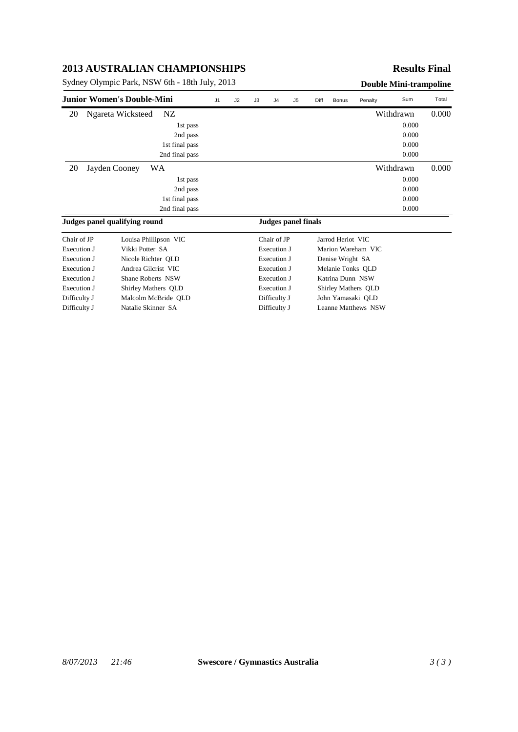# 2013 AUSTRALIAN CHAMPIONSHIPS

**Results Final**

Sydney Olympic Park, NSW 6th - 18th July, 2013

**Double Mini-trampoline**

| **Junior Women's Double-Mini** | | J1 | J2 | J3 | J4 | J5 | Diff | Bonus | Penalty | Sum | Total |
|---|---|---|---|---|---|---|---|---|---|---|---|
| 20 | Ngareta Wicksteed NZ | | | | | | | | | Withdrawn | 0.000 |
| | 1st pass | | | | | | | | | 0.000 | |
| | 2nd pass | | | | | | | | | 0.000 | |
| | 1st final pass | | | | | | | | | 0.000 | |
| | 2nd final pass | | | | | | | | | 0.000 | |
| 20 | Jayden Cooney WA | | | | | | | | | Withdrawn | 0.000 |
| | 1st pass | | | | | | | | | 0.000 | |
| | 2nd pass | | | | | | | | | 0.000 | |
| | 1st final pass | | | | | | | | | 0.000 | |
| | 2nd final pass | | | | | | | | | 0.000 | |

| **Judges panel qualifying round** | | **Judges panel finals** | |
|---|---|---|---|
| Chair of JP | Louisa Phillipson VIC | Chair of JP | Jarrod Heriot VIC |
| Execution J | Vikki Potter SA | Execution J | Marion Wareham VIC |
| Execution J | Nicole Richter QLD | Execution J | Denise Wright SA |
| Execution J | Andrea Gilcrist VIC | Execution J | Melanie Tonks QLD |
| Execution J | Shane Roberts NSW | Execution J | Katrina Dunn NSW |
| Execution J | Shirley Mathers QLD | Execution J | Shirley Mathers QLD |
| Difficulty J | Malcolm McBride QLD | Difficulty J | John Yamasaki QLD |
| Difficulty J | Natalie Skinner SA | Difficulty J | Leanne Matthews NSW |

*8/07/2013 21:46* **Swescore / Gymnastics Australia**